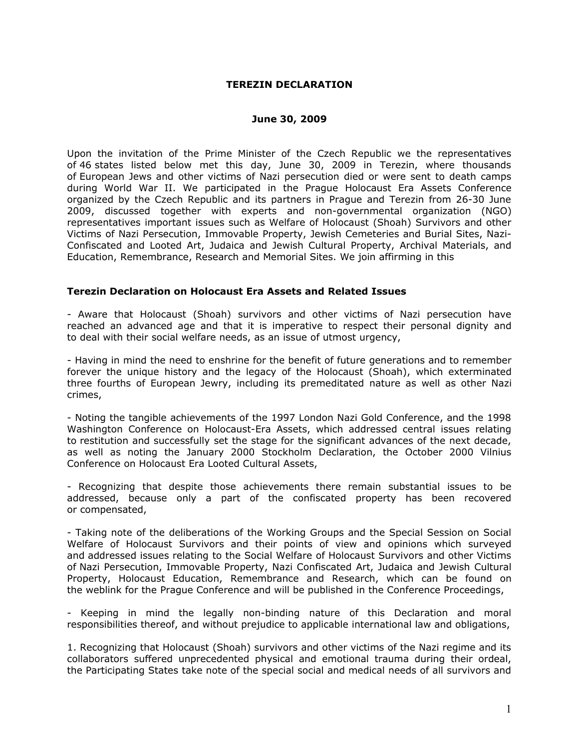**TEREZIN DECLARATION**

**June 30, 2009**

Upon the invitation of the Prime Minister of the Czech Republic we the representatives of 46 states listed below met this day, June 30, 2009 in Terezin, where thousands of European Jews and other victims of Nazi persecution died or were sent to death camps during World War II. We participated in the Prague Holocaust Era Assets Conference organized by the Czech Republic and its partners in Prague and Terezin from 26-30 June 2009, discussed together with experts and non-governmental organization (NGO) representatives important issues such as Welfare of Holocaust (Shoah) Survivors and other Victims of Nazi Persecution, Immovable Property, Jewish Cemeteries and Burial Sites, Nazi-Confiscated and Looted Art, Judaica and Jewish Cultural Property, Archival Materials, and Education, Remembrance, Research and Memorial Sites. We join affirming in this

**Terezin Declaration on Holocaust Era Assets and Related Issues**

- Aware that Holocaust (Shoah) survivors and other victims of Nazi persecution have reached an advanced age and that it is imperative to respect their personal dignity and to deal with their social welfare needs, as an issue of utmost urgency,

- Having in mind the need to enshrine for the benefit of future generations and to remember forever the unique history and the legacy of the Holocaust (Shoah), which exterminated three fourths of European Jewry, including its premeditated nature as well as other Nazi crimes,

- Noting the tangible achievements of the 1997 London Nazi Gold Conference, and the 1998 Washington Conference on Holocaust-Era Assets, which addressed central issues relating to restitution and successfully set the stage for the significant advances of the next decade, as well as noting the January 2000 Stockholm Declaration, the October 2000 Vilnius Conference on Holocaust Era Looted Cultural Assets,

- Recognizing that despite those achievements there remain substantial issues to be addressed, because only a part of the confiscated property has been recovered or compensated,

- Taking note of the deliberations of the Working Groups and the Special Session on Social Welfare of Holocaust Survivors and their points of view and opinions which surveyed and addressed issues relating to the Social Welfare of Holocaust Survivors and other Victims of Nazi Persecution, Immovable Property, Nazi Confiscated Art, Judaica and Jewish Cultural Property, Holocaust Education, Remembrance and Research, which can be found on the weblink for the Prague Conference and will be published in the Conference Proceedings,

- Keeping in mind the legally non-binding nature of this Declaration and moral responsibilities thereof, and without prejudice to applicable international law and obligations,

1. Recognizing that Holocaust (Shoah) survivors and other victims of the Nazi regime and its collaborators suffered unprecedented physical and emotional trauma during their ordeal, the Participating States take note of the special social and medical needs of all survivors and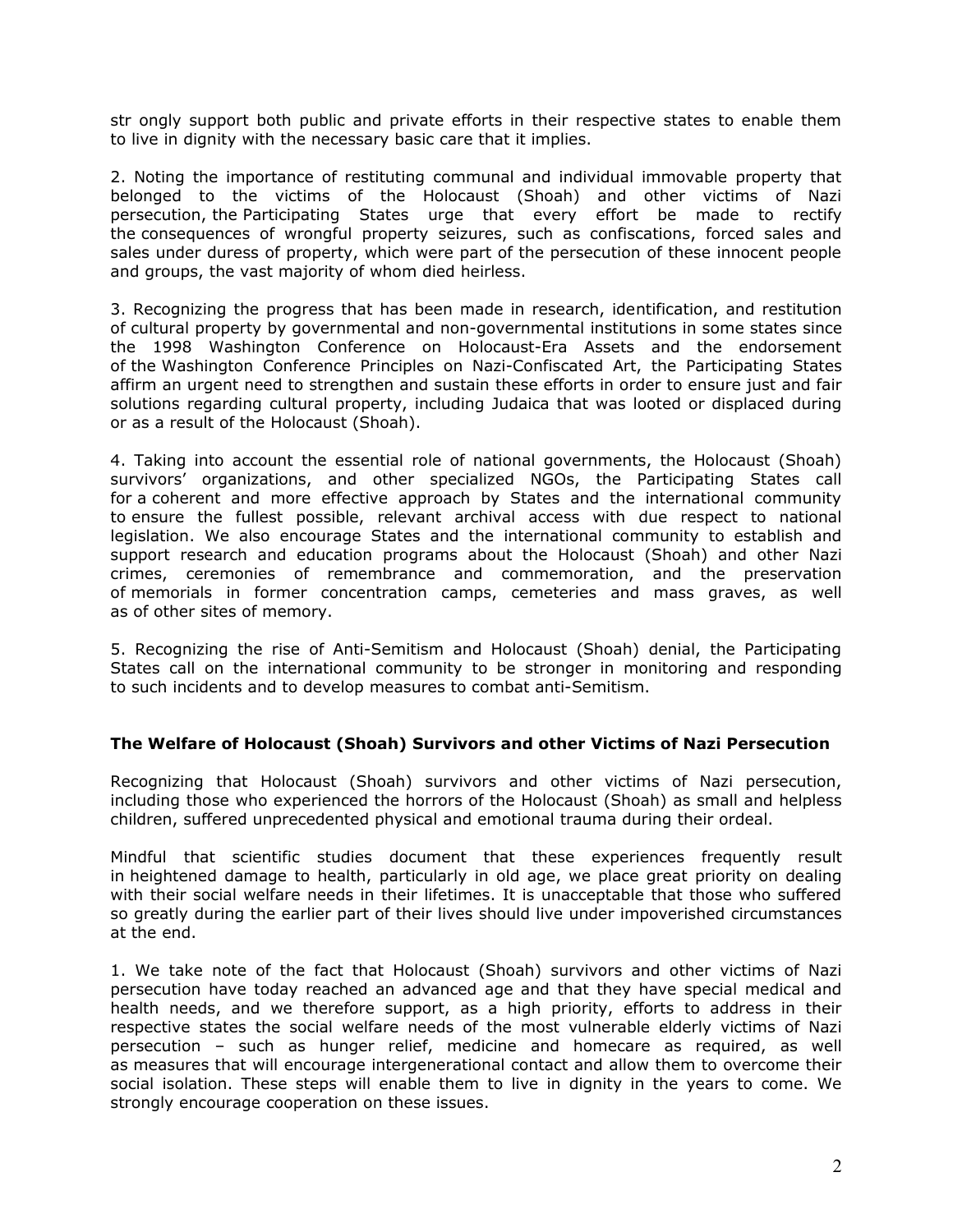str ongly support both public and private efforts in their respective states to enable them to live in dignity with the necessary basic care that it implies.

2. Noting the importance of restituting communal and individual immovable property that belonged to the victims of the Holocaust (Shoah) and other victims of Nazi persecution, the Participating States urge that every effort be made to rectify the consequences of wrongful property seizures, such as confiscations, forced sales and sales under duress of property, which were part of the persecution of these innocent people and groups, the vast majority of whom died heirless.

3. Recognizing the progress that has been made in research, identification, and restitution of cultural property by governmental and non-governmental institutions in some states since the 1998 Washington Conference on Holocaust-Era Assets and the endorsement of the Washington Conference Principles on Nazi-Confiscated Art, the Participating States affirm an urgent need to strengthen and sustain these efforts in order to ensure just and fair solutions regarding cultural property, including Judaica that was looted or displaced during or as a result of the Holocaust (Shoah).

4. Taking into account the essential role of national governments, the Holocaust (Shoah) survivors' organizations, and other specialized NGOs, the Participating States call for a coherent and more effective approach by States and the international community to ensure the fullest possible, relevant archival access with due respect to national legislation. We also encourage States and the international community to establish and support research and education programs about the Holocaust (Shoah) and other Nazi crimes, ceremonies of remembrance and commemoration, and the preservation of memorials in former concentration camps, cemeteries and mass graves, as well as of other sites of memory.

5. Recognizing the rise of Anti-Semitism and Holocaust (Shoah) denial, the Participating States call on the international community to be stronger in monitoring and responding to such incidents and to develop measures to combat anti-Semitism.

## The Welfare of Holocaust (Shoah) Survivors and other Victims of Nazi Persecution

Recognizing that Holocaust (Shoah) survivors and other victims of Nazi persecution, including those who experienced the horrors of the Holocaust (Shoah) as small and helpless children, suffered unprecedented physical and emotional trauma during their ordeal.

Mindful that scientific studies document that these experiences frequently result in heightened damage to health, particularly in old age, we place great priority on dealing with their social welfare needs in their lifetimes. It is unacceptable that those who suffered so greatly during the earlier part of their lives should live under impoverished circumstances at the end.

1. We take note of the fact that Holocaust (Shoah) survivors and other victims of Nazi persecution have today reached an advanced age and that they have special medical and health needs, and we therefore support, as a high priority, efforts to address in their respective states the social welfare needs of the most vulnerable elderly victims of Nazi persecution – such as hunger relief, medicine and homecare as required, as well as measures that will encourage intergenerational contact and allow them to overcome their social isolation. These steps will enable them to live in dignity in the years to come. We strongly encourage cooperation on these issues.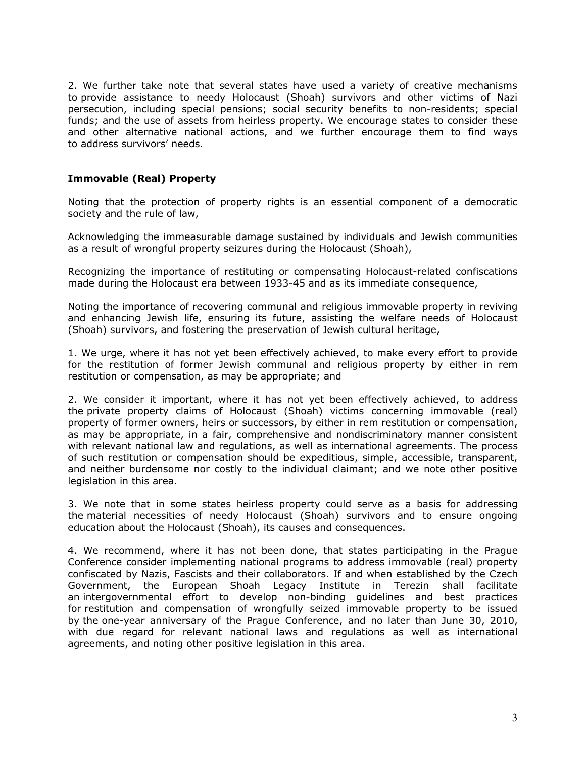2. We further take note that several states have used a variety of creative mechanisms to provide assistance to needy Holocaust (Shoah) survivors and other victims of Nazi persecution, including special pensions; social security benefits to non-residents; special funds; and the use of assets from heirless property. We encourage states to consider these and other alternative national actions, and we further encourage them to find ways to address survivors' needs.

### Immovable (Real) Property

Noting that the protection of property rights is an essential component of a democratic society and the rule of law,

Acknowledging the immeasurable damage sustained by individuals and Jewish communities as a result of wrongful property seizures during the Holocaust (Shoah),

Recognizing the importance of restituting or compensating Holocaust-related confiscations made during the Holocaust era between 1933-45 and as its immediate consequence,

Noting the importance of recovering communal and religious immovable property in reviving and enhancing Jewish life, ensuring its future, assisting the welfare needs of Holocaust (Shoah) survivors, and fostering the preservation of Jewish cultural heritage,

1. We urge, where it has not yet been effectively achieved, to make every effort to provide for the restitution of former Jewish communal and religious property by either in rem restitution or compensation, as may be appropriate; and

2. We consider it important, where it has not yet been effectively achieved, to address the private property claims of Holocaust (Shoah) victims concerning immovable (real) property of former owners, heirs or successors, by either in rem restitution or compensation, as may be appropriate, in a fair, comprehensive and nondiscriminatory manner consistent with relevant national law and regulations, as well as international agreements. The process of such restitution or compensation should be expeditious, simple, accessible, transparent, and neither burdensome nor costly to the individual claimant; and we note other positive legislation in this area.

3. We note that in some states heirless property could serve as a basis for addressing the material necessities of needy Holocaust (Shoah) survivors and to ensure ongoing education about the Holocaust (Shoah), its causes and consequences.

4. We recommend, where it has not been done, that states participating in the Prague Conference consider implementing national programs to address immovable (real) property confiscated by Nazis, Fascists and their collaborators. If and when established by the Czech Government, the European Shoah Legacy Institute in Terezin shall facilitate an intergovernmental effort to develop non-binding guidelines and best practices for restitution and compensation of wrongfully seized immovable property to be issued by the one-year anniversary of the Prague Conference, and no later than June 30, 2010, with due regard for relevant national laws and regulations as well as international agreements, and noting other positive legislation in this area.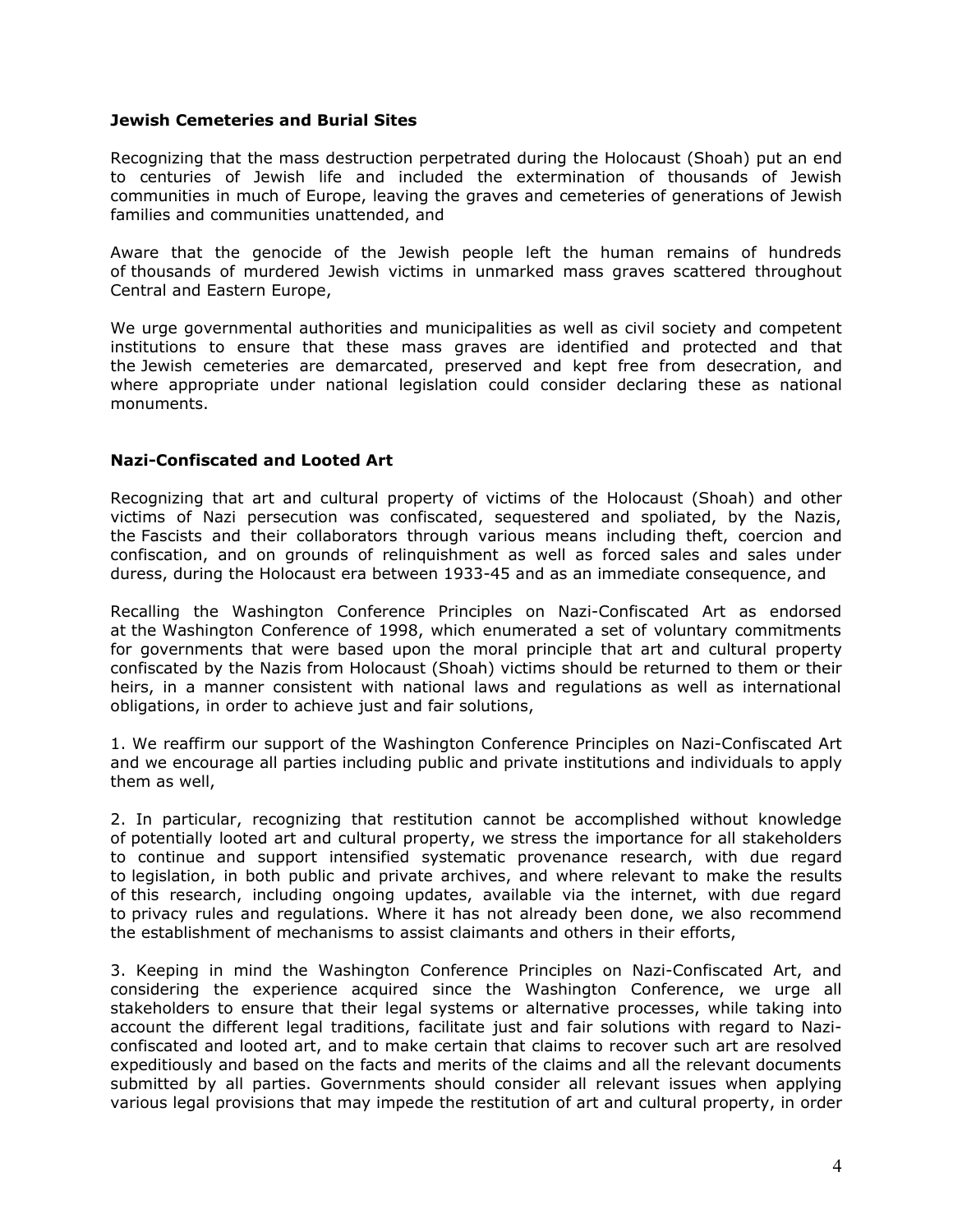### Jewish Cemeteries and Burial Sites

Recognizing that the mass destruction perpetrated during the Holocaust (Shoah) put an end to centuries of Jewish life and included the extermination of thousands of Jewish communities in much of Europe, leaving the graves and cemeteries of generations of Jewish families and communities unattended, and

Aware that the genocide of the Jewish people left the human remains of hundreds of thousands of murdered Jewish victims in unmarked mass graves scattered throughout Central and Eastern Europe,

We urge governmental authorities and municipalities as well as civil society and competent institutions to ensure that these mass graves are identified and protected and that the Jewish cemeteries are demarcated, preserved and kept free from desecration, and where appropriate under national legislation could consider declaring these as national monuments.

### Nazi-Confiscated and Looted Art

Recognizing that art and cultural property of victims of the Holocaust (Shoah) and other victims of Nazi persecution was confiscated, sequestered and spoliated, by the Nazis, the Fascists and their collaborators through various means including theft, coercion and confiscation, and on grounds of relinquishment as well as forced sales and sales under duress, during the Holocaust era between 1933-45 and as an immediate consequence, and

Recalling the Washington Conference Principles on Nazi-Confiscated Art as endorsed at the Washington Conference of 1998, which enumerated a set of voluntary commitments for governments that were based upon the moral principle that art and cultural property confiscated by the Nazis from Holocaust (Shoah) victims should be returned to them or their heirs, in a manner consistent with national laws and regulations as well as international obligations, in order to achieve just and fair solutions,

1. We reaffirm our support of the Washington Conference Principles on Nazi-Confiscated Art and we encourage all parties including public and private institutions and individuals to apply them as well,

2. In particular, recognizing that restitution cannot be accomplished without knowledge of potentially looted art and cultural property, we stress the importance for all stakeholders to continue and support intensified systematic provenance research, with due regard to legislation, in both public and private archives, and where relevant to make the results of this research, including ongoing updates, available via the internet, with due regard to privacy rules and regulations. Where it has not already been done, we also recommend the establishment of mechanisms to assist claimants and others in their efforts,

3. Keeping in mind the Washington Conference Principles on Nazi-Confiscated Art, and considering the experience acquired since the Washington Conference, we urge all stakeholders to ensure that their legal systems or alternative processes, while taking into account the different legal traditions, facilitate just and fair solutions with regard to Nazi-confiscated and looted art, and to make certain that claims to recover such art are resolved expeditiously and based on the facts and merits of the claims and all the relevant documents submitted by all parties. Governments should consider all relevant issues when applying various legal provisions that may impede the restitution of art and cultural property, in order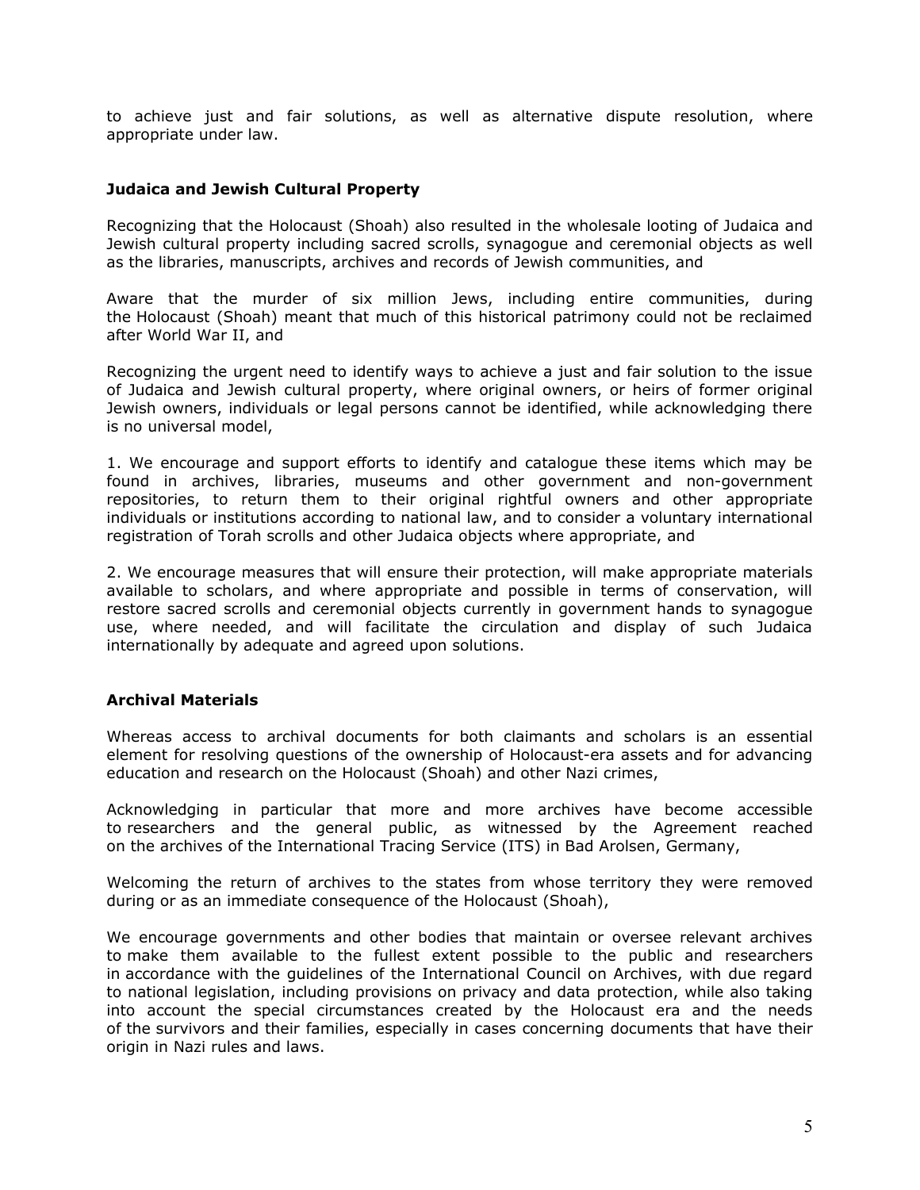to achieve just and fair solutions, as well as alternative dispute resolution, where appropriate under law.

### Judaica and Jewish Cultural Property

Recognizing that the Holocaust (Shoah) also resulted in the wholesale looting of Judaica and Jewish cultural property including sacred scrolls, synagogue and ceremonial objects as well as the libraries, manuscripts, archives and records of Jewish communities, and

Aware that the murder of six million Jews, including entire communities, during the Holocaust (Shoah) meant that much of this historical patrimony could not be reclaimed after World War II, and

Recognizing the urgent need to identify ways to achieve a just and fair solution to the issue of Judaica and Jewish cultural property, where original owners, or heirs of former original Jewish owners, individuals or legal persons cannot be identified, while acknowledging there is no universal model,

1. We encourage and support efforts to identify and catalogue these items which may be found in archives, libraries, museums and other government and non-government repositories, to return them to their original rightful owners and other appropriate individuals or institutions according to national law, and to consider a voluntary international registration of Torah scrolls and other Judaica objects where appropriate, and

2. We encourage measures that will ensure their protection, will make appropriate materials available to scholars, and where appropriate and possible in terms of conservation, will restore sacred scrolls and ceremonial objects currently in government hands to synagogue use, where needed, and will facilitate the circulation and display of such Judaica internationally by adequate and agreed upon solutions.

### Archival Materials

Whereas access to archival documents for both claimants and scholars is an essential element for resolving questions of the ownership of Holocaust-era assets and for advancing education and research on the Holocaust (Shoah) and other Nazi crimes,

Acknowledging in particular that more and more archives have become accessible to researchers and the general public, as witnessed by the Agreement reached on the archives of the International Tracing Service (ITS) in Bad Arolsen, Germany,

Welcoming the return of archives to the states from whose territory they were removed during or as an immediate consequence of the Holocaust (Shoah),

We encourage governments and other bodies that maintain or oversee relevant archives to make them available to the fullest extent possible to the public and researchers in accordance with the guidelines of the International Council on Archives, with due regard to national legislation, including provisions on privacy and data protection, while also taking into account the special circumstances created by the Holocaust era and the needs of the survivors and their families, especially in cases concerning documents that have their origin in Nazi rules and laws.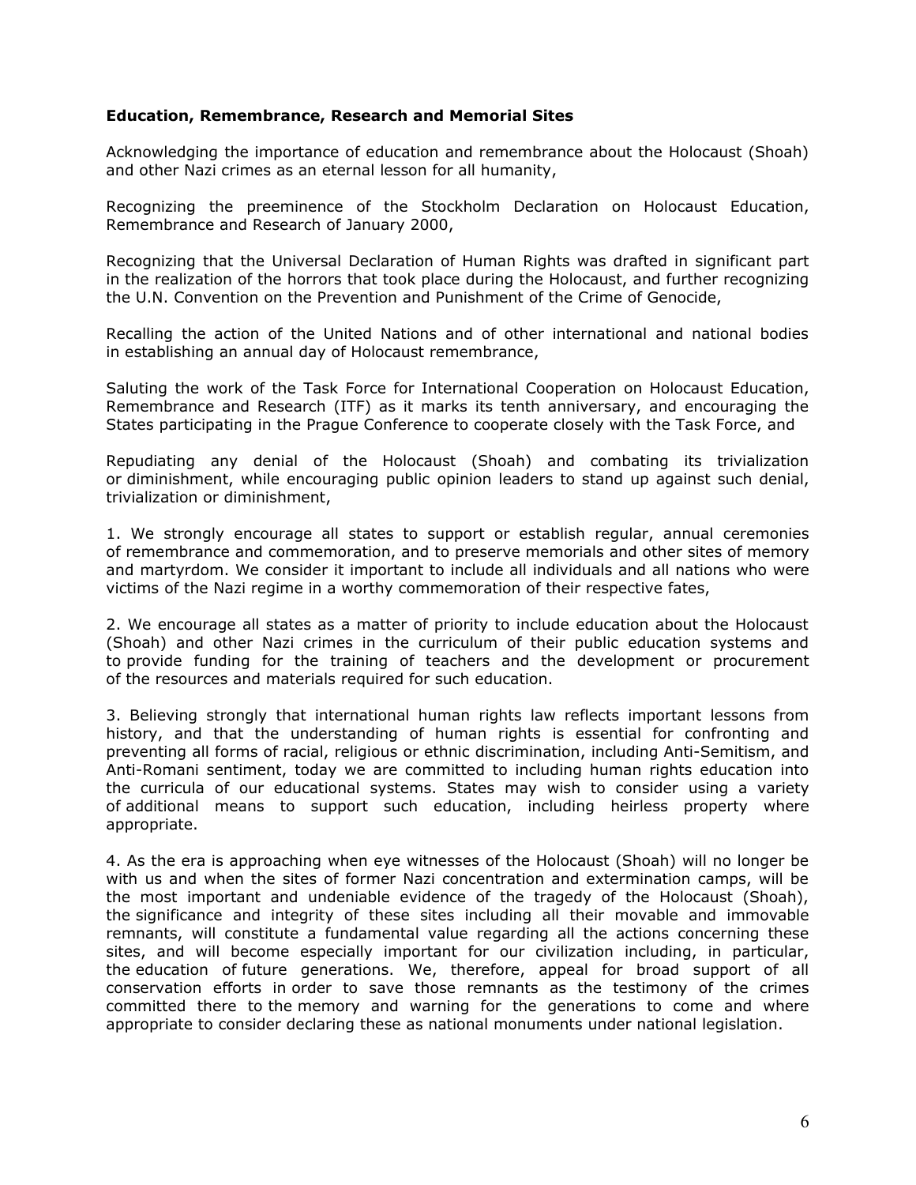**Education, Remembrance, Research and Memorial Sites**

Acknowledging the importance of education and remembrance about the Holocaust (Shoah) and other Nazi crimes as an eternal lesson for all humanity,

Recognizing the preeminence of the Stockholm Declaration on Holocaust Education, Remembrance and Research of January 2000,

Recognizing that the Universal Declaration of Human Rights was drafted in significant part in the realization of the horrors that took place during the Holocaust, and further recognizing the U.N. Convention on the Prevention and Punishment of the Crime of Genocide,

Recalling the action of the United Nations and of other international and national bodies in establishing an annual day of Holocaust remembrance,

Saluting the work of the Task Force for International Cooperation on Holocaust Education, Remembrance and Research (ITF) as it marks its tenth anniversary, and encouraging the States participating in the Prague Conference to cooperate closely with the Task Force, and

Repudiating any denial of the Holocaust (Shoah) and combating its trivialization or diminishment, while encouraging public opinion leaders to stand up against such denial, trivialization or diminishment,

1. We strongly encourage all states to support or establish regular, annual ceremonies of remembrance and commemoration, and to preserve memorials and other sites of memory and martyrdom. We consider it important to include all individuals and all nations who were victims of the Nazi regime in a worthy commemoration of their respective fates,

2. We encourage all states as a matter of priority to include education about the Holocaust (Shoah) and other Nazi crimes in the curriculum of their public education systems and to provide funding for the training of teachers and the development or procurement of the resources and materials required for such education.

3. Believing strongly that international human rights law reflects important lessons from history, and that the understanding of human rights is essential for confronting and preventing all forms of racial, religious or ethnic discrimination, including Anti-Semitism, and Anti-Romani sentiment, today we are committed to including human rights education into the curricula of our educational systems. States may wish to consider using a variety of additional means to support such education, including heirless property where appropriate.

4. As the era is approaching when eye witnesses of the Holocaust (Shoah) will no longer be with us and when the sites of former Nazi concentration and extermination camps, will be the most important and undeniable evidence of the tragedy of the Holocaust (Shoah), the significance and integrity of these sites including all their movable and immovable remnants, will constitute a fundamental value regarding all the actions concerning these sites, and will become especially important for our civilization including, in particular, the education of future generations. We, therefore, appeal for broad support of all conservation efforts in order to save those remnants as the testimony of the crimes committed there to the memory and warning for the generations to come and where appropriate to consider declaring these as national monuments under national legislation.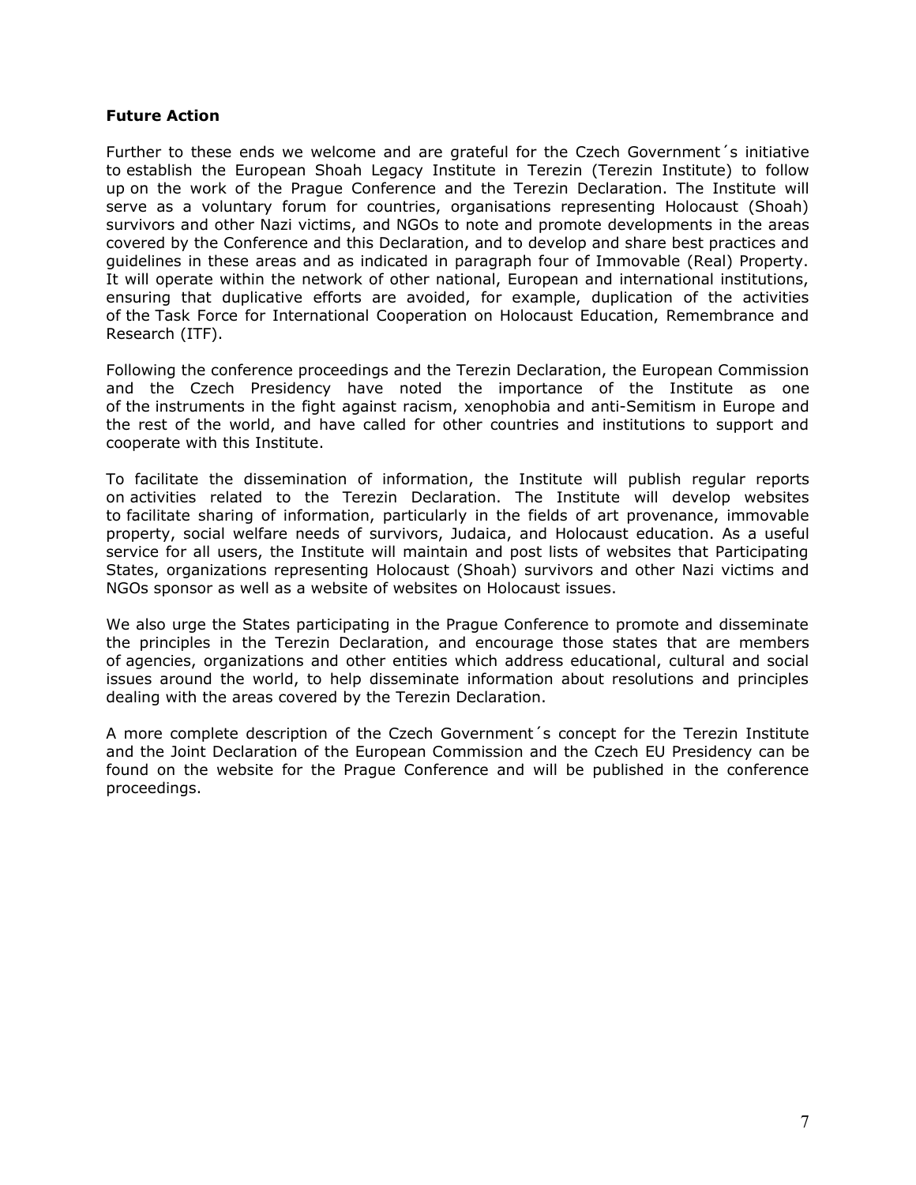**Future Action**

Further to these ends we welcome and are grateful for the Czech Government´s initiative to establish the European Shoah Legacy Institute in Terezin (Terezin Institute) to follow up on the work of the Prague Conference and the Terezin Declaration. The Institute will serve as a voluntary forum for countries, organisations representing Holocaust (Shoah) survivors and other Nazi victims, and NGOs to note and promote developments in the areas covered by the Conference and this Declaration, and to develop and share best practices and guidelines in these areas and as indicated in paragraph four of Immovable (Real) Property. It will operate within the network of other national, European and international institutions, ensuring that duplicative efforts are avoided, for example, duplication of the activities of the Task Force for International Cooperation on Holocaust Education, Remembrance and Research (ITF).

Following the conference proceedings and the Terezin Declaration, the European Commission and the Czech Presidency have noted the importance of the Institute as one of the instruments in the fight against racism, xenophobia and anti-Semitism in Europe and the rest of the world, and have called for other countries and institutions to support and cooperate with this Institute.

To facilitate the dissemination of information, the Institute will publish regular reports on activities related to the Terezin Declaration. The Institute will develop websites to facilitate sharing of information, particularly in the fields of art provenance, immovable property, social welfare needs of survivors, Judaica, and Holocaust education. As a useful service for all users, the Institute will maintain and post lists of websites that Participating States, organizations representing Holocaust (Shoah) survivors and other Nazi victims and NGOs sponsor as well as a website of websites on Holocaust issues.

We also urge the States participating in the Prague Conference to promote and disseminate the principles in the Terezin Declaration, and encourage those states that are members of agencies, organizations and other entities which address educational, cultural and social issues around the world, to help disseminate information about resolutions and principles dealing with the areas covered by the Terezin Declaration.

A more complete description of the Czech Government´s concept for the Terezin Institute and the Joint Declaration of the European Commission and the Czech EU Presidency can be found on the website for the Prague Conference and will be published in the conference proceedings.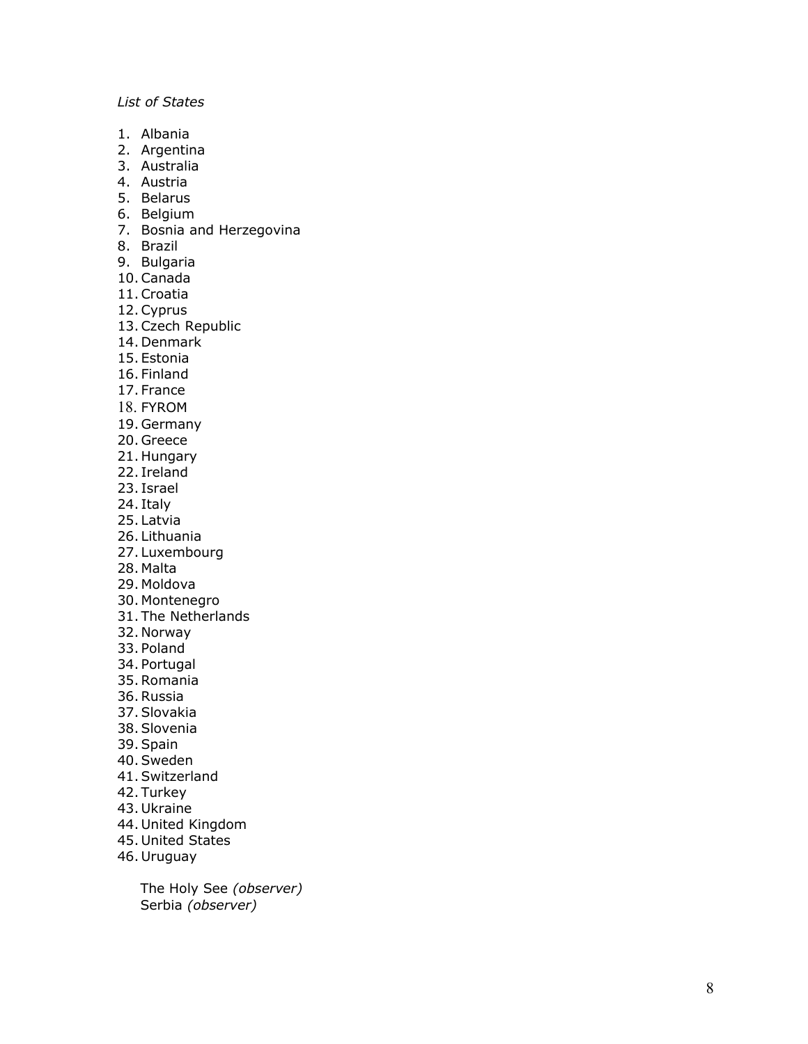*List of States*

1. Albania
2. Argentina
3. Australia
4. Austria
5. Belarus
6. Belgium
7. Bosnia and Herzegovina
8. Brazil
9. Bulgaria
10. Canada
11. Croatia
12. Cyprus
13. Czech Republic
14. Denmark
15. Estonia
16. Finland
17. France
18. FYROM
19. Germany
20. Greece
21. Hungary
22. Ireland
23. Israel
24. Italy
25. Latvia
26. Lithuania
27. Luxembourg
28. Malta
29. Moldova
30. Montenegro
31. The Netherlands
32. Norway
33. Poland
34. Portugal
35. Romania
36. Russia
37. Slovakia
38. Slovenia
39. Spain
40. Sweden
41. Switzerland
42. Turkey
43. Ukraine
44. United Kingdom
45. United States
46. Uruguay

The Holy See *(observer)*
Serbia *(observer)*